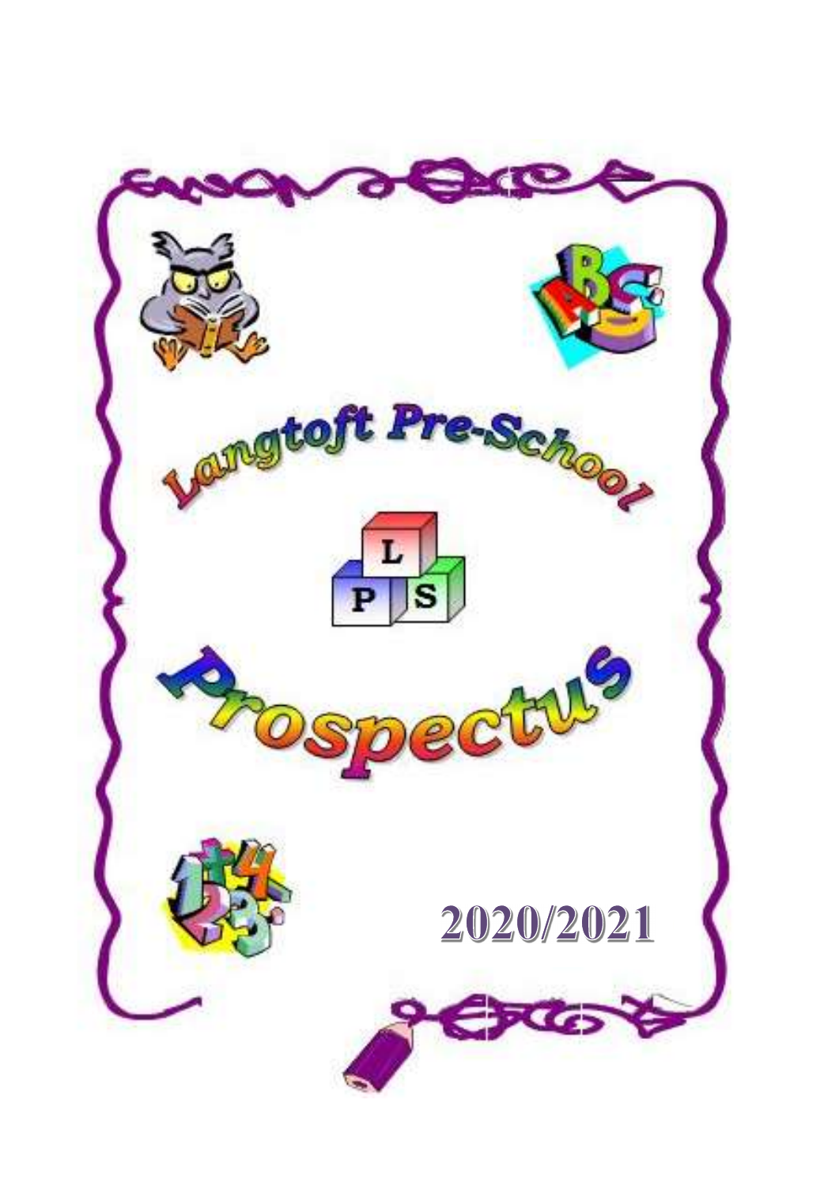# Langtoft Pre-School

L P S

# Prospectus

2020/2021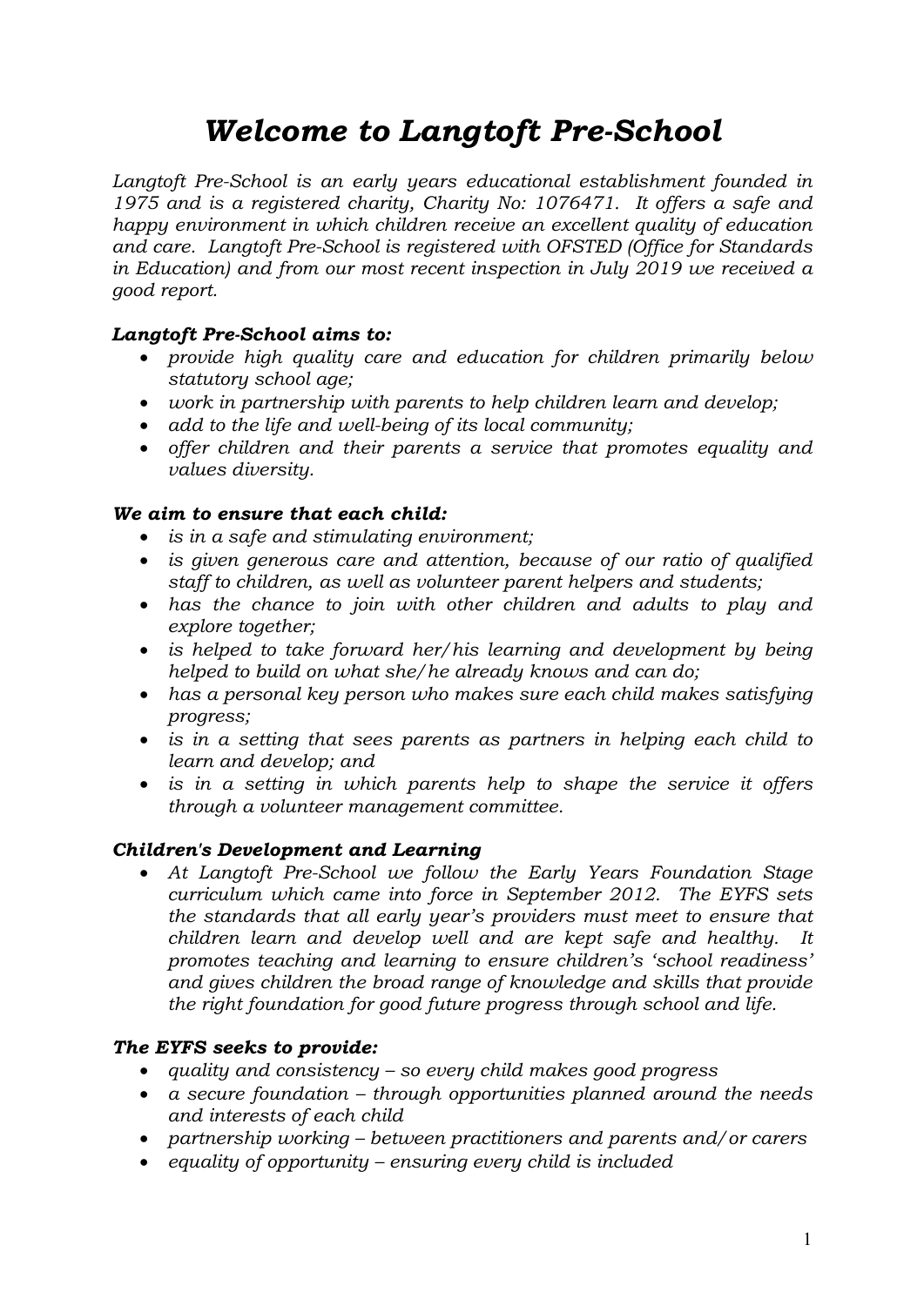# *Welcome to Langtoft Pre-School*

*Langtoft Pre-School is an early years educational establishment founded in 1975 and is a registered charity, Charity No: 1076471. It offers a safe and happy environment in which children receive an excellent quality of education and care. Langtoft Pre-School is registered with OFSTED (Office for Standards in Education) and from our most recent inspection in July 2019 we received a good report.*

### ***Langtoft Pre-School aims to:***

- *provide high quality care and education for children primarily below statutory school age;*
- *work in partnership with parents to help children learn and develop;*
- *add to the life and well-being of its local community;*
- *offer children and their parents a service that promotes equality and values diversity.*

### ***We aim to ensure that each child:***

- *is in a safe and stimulating environment;*
- *is given generous care and attention, because of our ratio of qualified staff to children, as well as volunteer parent helpers and students;*
- *has the chance to join with other children and adults to play and explore together;*
- *is helped to take forward her/his learning and development by being helped to build on what she/he already knows and can do;*
- *has a personal key person who makes sure each child makes satisfying progress;*
- *is in a setting that sees parents as partners in helping each child to learn and develop; and*
- *is in a setting in which parents help to shape the service it offers through a volunteer management committee.*

### ***Children's Development and Learning***

- *At Langtoft Pre-School we follow the Early Years Foundation Stage curriculum which came into force in September 2012. The EYFS sets the standards that all early year's providers must meet to ensure that children learn and develop well and are kept safe and healthy. It promotes teaching and learning to ensure children's 'school readiness' and gives children the broad range of knowledge and skills that provide the right foundation for good future progress through school and life.*

### ***The EYFS seeks to provide:***

- *quality and consistency – so every child makes good progress*
- *a secure foundation – through opportunities planned around the needs and interests of each child*
- *partnership working – between practitioners and parents and/or carers*
- *equality of opportunity – ensuring every child is included*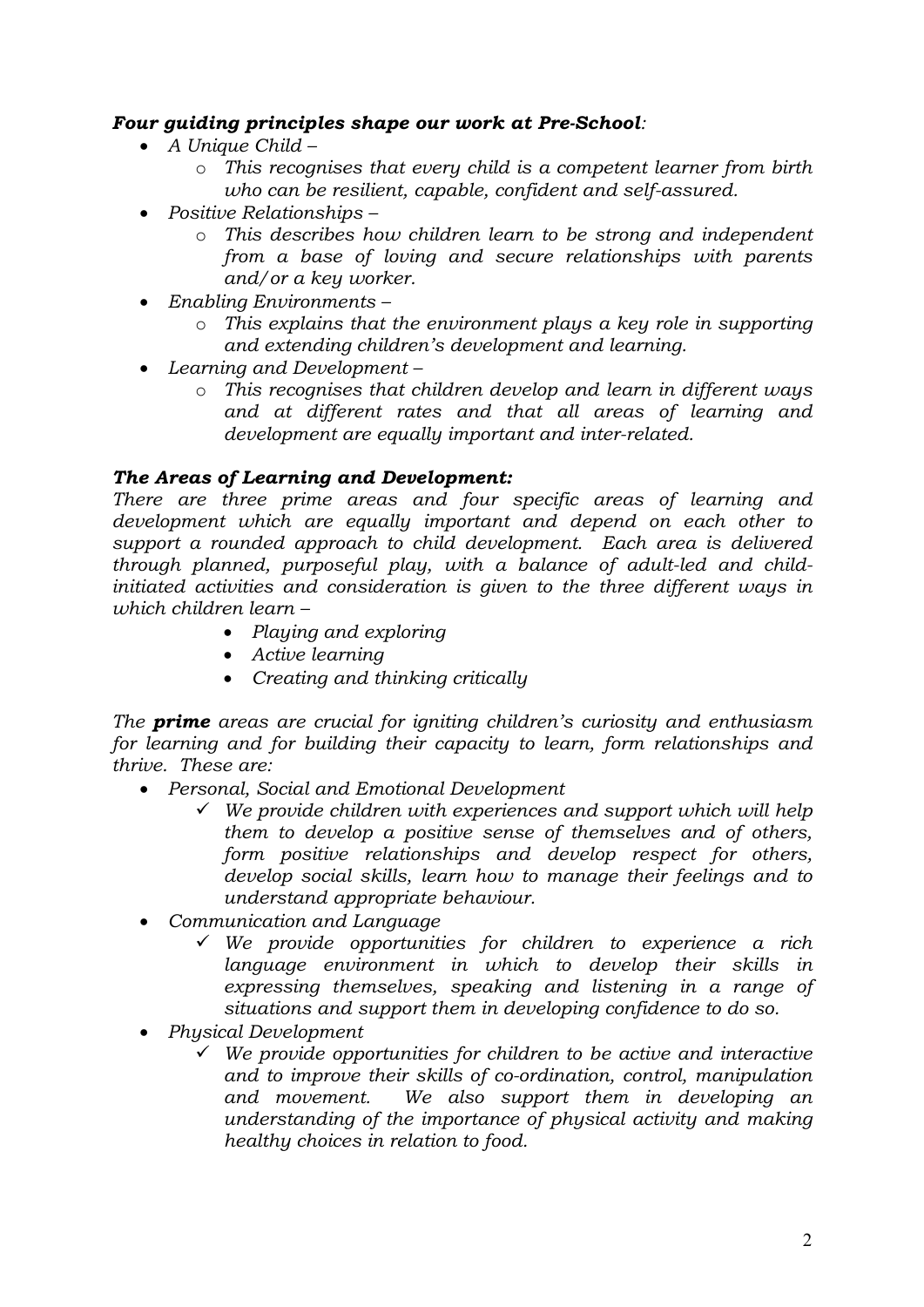### ***Four guiding principles shape our work at Pre-School:***

- *A Unique Child –*
  - *This recognises that every child is a competent learner from birth who can be resilient, capable, confident and self-assured.*
- *Positive Relationships –*
  - *This describes how children learn to be strong and independent from a base of loving and secure relationships with parents and/or a key worker.*
- *Enabling Environments –*
  - *This explains that the environment plays a key role in supporting and extending children's development and learning.*
- *Learning and Development –*
  - *This recognises that children develop and learn in different ways and at different rates and that all areas of learning and development are equally important and inter-related.*

### ***The Areas of Learning and Development:***

*There are three prime areas and four specific areas of learning and development which are equally important and depend on each other to support a rounded approach to child development. Each area is delivered through planned, purposeful play, with a balance of adult-led and child-initiated activities and consideration is given to the three different ways in which children learn –*

- *Playing and exploring*
- *Active learning*
- *Creating and thinking critically*

*The **prime** areas are crucial for igniting children's curiosity and enthusiasm for learning and for building their capacity to learn, form relationships and thrive. These are:*

- *Personal, Social and Emotional Development*
  - ✓ *We provide children with experiences and support which will help them to develop a positive sense of themselves and of others, form positive relationships and develop respect for others, develop social skills, learn how to manage their feelings and to understand appropriate behaviour.*
- *Communication and Language*
  - ✓ *We provide opportunities for children to experience a rich language environment in which to develop their skills in expressing themselves, speaking and listening in a range of situations and support them in developing confidence to do so.*
- *Physical Development*
  - ✓ *We provide opportunities for children to be active and interactive and to improve their skills of co-ordination, control, manipulation and movement. We also support them in developing an understanding of the importance of physical activity and making healthy choices in relation to food.*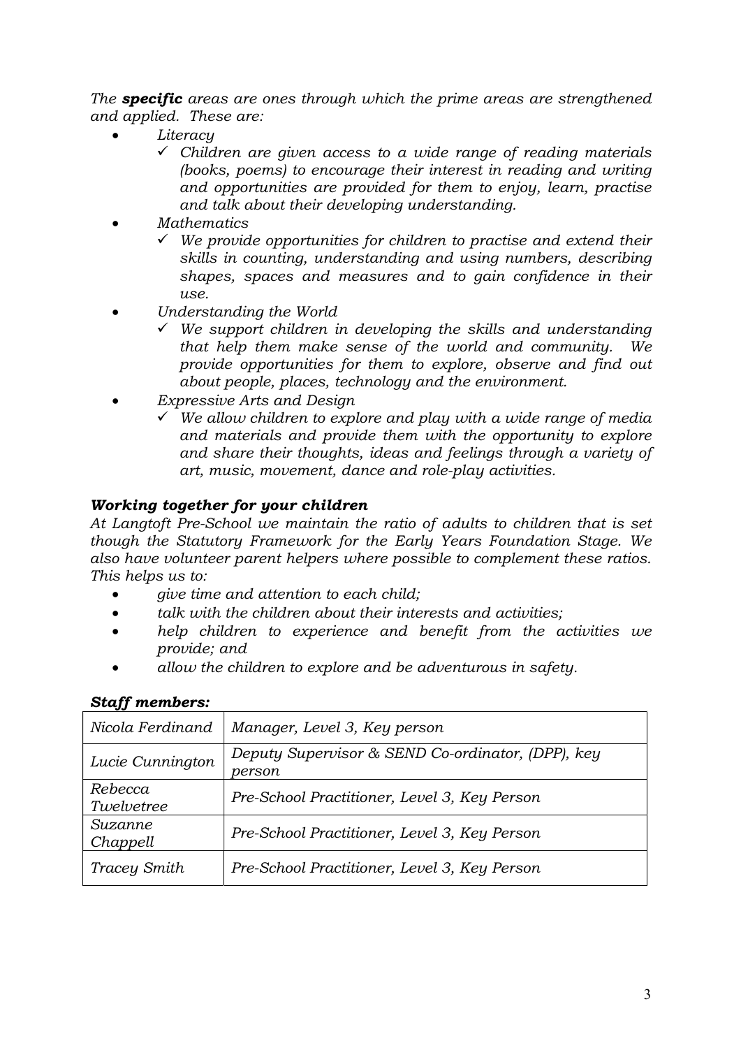*The **specific** areas are ones through which the prime areas are strengthened and applied. These are:*

- *Literacy*
  - ✓ *Children are given access to a wide range of reading materials (books, poems) to encourage their interest in reading and writing and opportunities are provided for them to enjoy, learn, practise and talk about their developing understanding.*
- *Mathematics*
  - ✓ *We provide opportunities for children to practise and extend their skills in counting, understanding and using numbers, describing shapes, spaces and measures and to gain confidence in their use.*
- *Understanding the World*
  - ✓ *We support children in developing the skills and understanding that help them make sense of the world and community. We provide opportunities for them to explore, observe and find out about people, places, technology and the environment.*
- *Expressive Arts and Design*
  - ✓ *We allow children to explore and play with a wide range of media and materials and provide them with the opportunity to explore and share their thoughts, ideas and feelings through a variety of art, music, movement, dance and role-play activities.*

### *Working together for your children*

*At Langtoft Pre-School we maintain the ratio of adults to children that is set though the Statutory Framework for the Early Years Foundation Stage. We also have volunteer parent helpers where possible to complement these ratios. This helps us to:*

- *give time and attention to each child;*
- *talk with the children about their interests and activities;*
- *help children to experience and benefit from the activities we provide; and*
- *allow the children to explore and be adventurous in safety.*

### *Staff members:*

| | |
|---|---|
| *Nicola Ferdinand* | *Manager, Level 3, Key person* |
| *Lucie Cunnington* | *Deputy Supervisor & SEND Co-ordinator, (DPP), key person* |
| *Rebecca Twelvetree* | *Pre-School Practitioner, Level 3, Key Person* |
| *Suzanne Chappell* | *Pre-School Practitioner, Level 3, Key Person* |
| *Tracey Smith* | *Pre-School Practitioner, Level 3, Key Person* |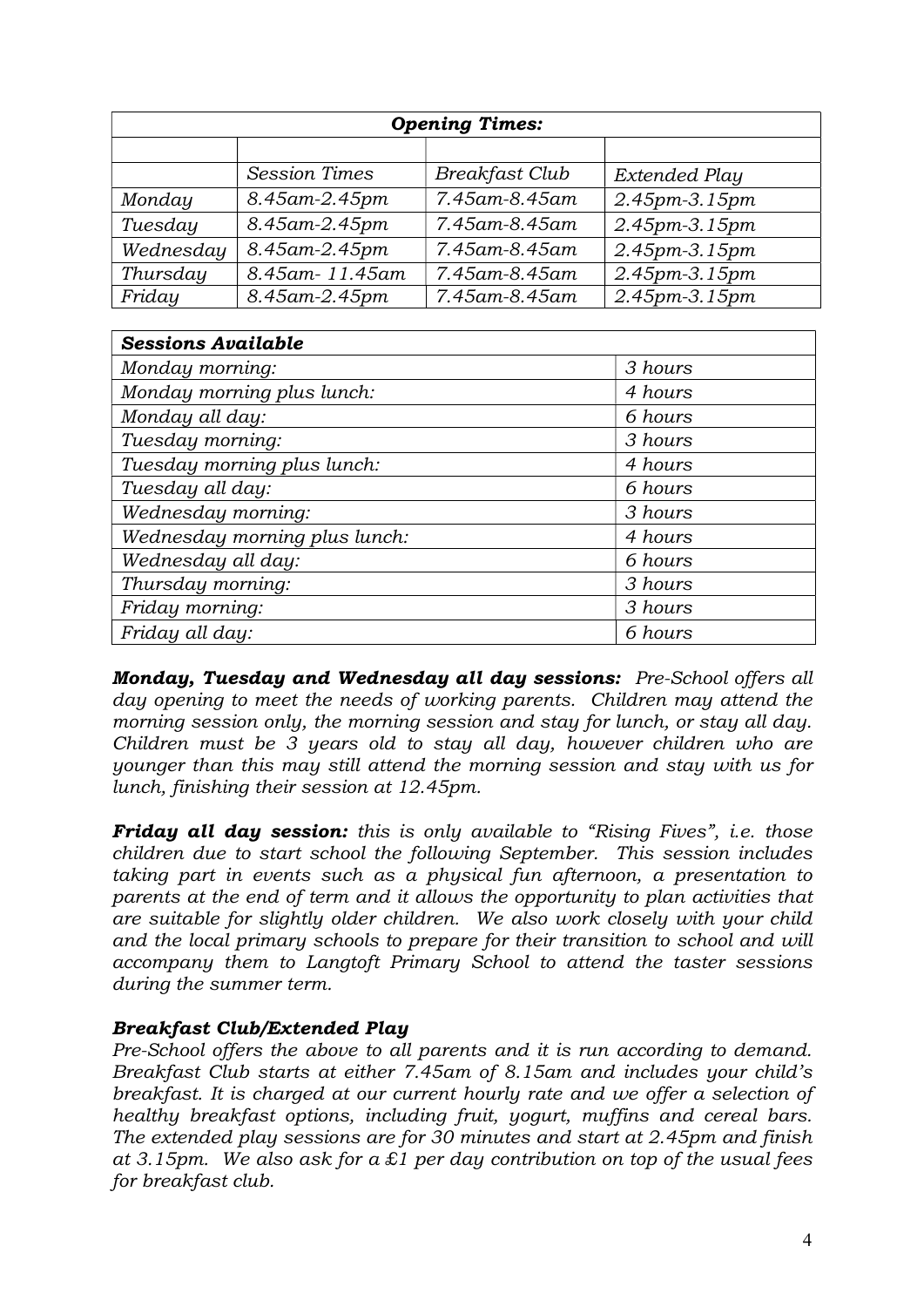| *Opening Times:* | | | |
|---|---|---|---|
| | | | |
| | *Session Times* | *Breakfast Club* | *Extended Play* |
| *Monday* | *8.45am-2.45pm* | *7.45am-8.45am* | *2.45pm-3.15pm* |
| *Tuesday* | *8.45am-2.45pm* | *7.45am-8.45am* | *2.45pm-3.15pm* |
| *Wednesday* | *8.45am-2.45pm* | *7.45am-8.45am* | *2.45pm-3.15pm* |
| *Thursday* | *8.45am- 11.45am* | *7.45am-8.45am* | *2.45pm-3.15pm* |
| *Friday* | *8.45am-2.45pm* | *7.45am-8.45am* | *2.45pm-3.15pm* |

| ***Sessions Available*** | |
|---|---|
| *Monday morning:* | *3 hours* |
| *Monday morning plus lunch:* | *4 hours* |
| *Monday all day:* | *6 hours* |
| *Tuesday morning:* | *3 hours* |
| *Tuesday morning plus lunch:* | *4 hours* |
| *Tuesday all day:* | *6 hours* |
| *Wednesday morning:* | *3 hours* |
| *Wednesday morning plus lunch:* | *4 hours* |
| *Wednesday all day:* | *6 hours* |
| *Thursday morning:* | *3 hours* |
| *Friday morning:* | *3 hours* |
| *Friday all day:* | *6 hours* |

***Monday, Tuesday and Wednesday all day sessions:*** *Pre-School offers all day opening to meet the needs of working parents. Children may attend the morning session only, the morning session and stay for lunch, or stay all day. Children must be 3 years old to stay all day, however children who are younger than this may still attend the morning session and stay with us for lunch, finishing their session at 12.45pm.*

***Friday all day session:*** *this is only available to "Rising Fives", i.e. those children due to start school the following September. This session includes taking part in events such as a physical fun afternoon, a presentation to parents at the end of term and it allows the opportunity to plan activities that are suitable for slightly older children. We also work closely with your child and the local primary schools to prepare for their transition to school and will accompany them to Langtoft Primary School to attend the taster sessions during the summer term.*

***Breakfast Club/Extended Play***

*Pre-School offers the above to all parents and it is run according to demand. Breakfast Club starts at either 7.45am of 8.15am and includes your child's breakfast. It is charged at our current hourly rate and we offer a selection of healthy breakfast options, including fruit, yogurt, muffins and cereal bars. The extended play sessions are for 30 minutes and start at 2.45pm and finish at 3.15pm. We also ask for a £1 per day contribution on top of the usual fees for breakfast club.*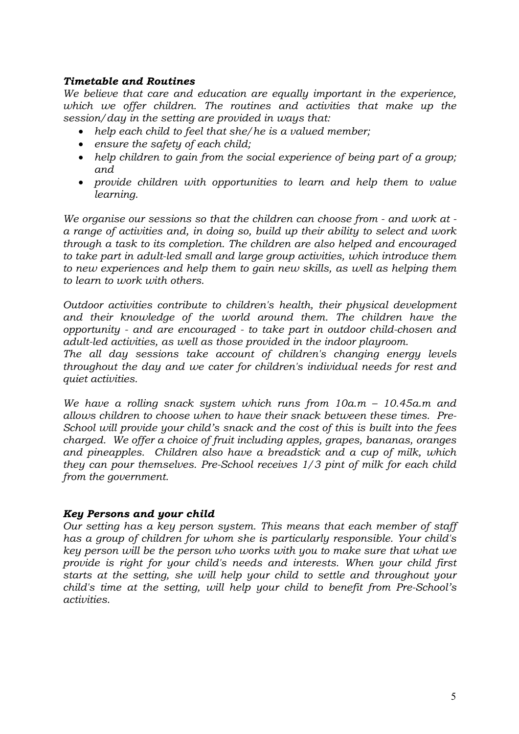### *Timetable and Routines*

*We believe that care and education are equally important in the experience, which we offer children. The routines and activities that make up the session/day in the setting are provided in ways that:*

- *help each child to feel that she/he is a valued member;*
- *ensure the safety of each child;*
- *help children to gain from the social experience of being part of a group; and*
- *provide children with opportunities to learn and help them to value learning.*

*We organise our sessions so that the children can choose from - and work at - a range of activities and, in doing so, build up their ability to select and work through a task to its completion. The children are also helped and encouraged to take part in adult-led small and large group activities, which introduce them to new experiences and help them to gain new skills, as well as helping them to learn to work with others.*

*Outdoor activities contribute to children's health, their physical development and their knowledge of the world around them. The children have the opportunity - and are encouraged - to take part in outdoor child-chosen and adult-led activities, as well as those provided in the indoor playroom.*
*The all day sessions take account of children's changing energy levels throughout the day and we cater for children's individual needs for rest and quiet activities.*

*We have a rolling snack system which runs from 10a.m – 10.45a.m and allows children to choose when to have their snack between these times. Pre-School will provide your child's snack and the cost of this is built into the fees charged. We offer a choice of fruit including apples, grapes, bananas, oranges and pineapples. Children also have a breadstick and a cup of milk, which they can pour themselves. Pre-School receives 1/3 pint of milk for each child from the government.*

### *Key Persons and your child*

*Our setting has a key person system. This means that each member of staff has a group of children for whom she is particularly responsible. Your child's key person will be the person who works with you to make sure that what we provide is right for your child's needs and interests. When your child first starts at the setting, she will help your child to settle and throughout your child's time at the setting, will help your child to benefit from Pre-School's activities.*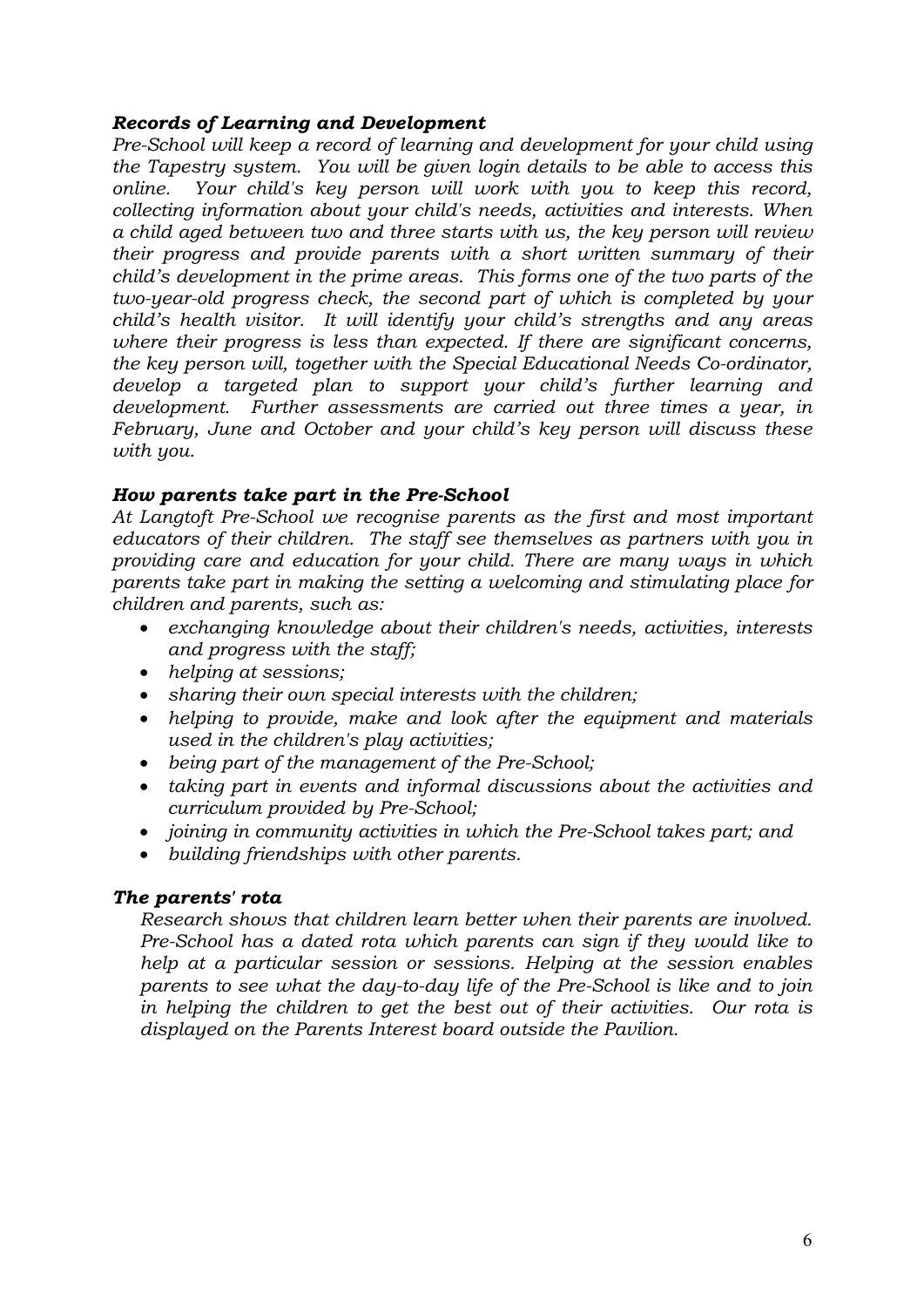### *Records of Learning and Development*

*Pre-School will keep a record of learning and development for your child using the Tapestry system. You will be given login details to be able to access this online. Your child's key person will work with you to keep this record, collecting information about your child's needs, activities and interests. When a child aged between two and three starts with us, the key person will review their progress and provide parents with a short written summary of their child's development in the prime areas. This forms one of the two parts of the two-year-old progress check, the second part of which is completed by your child's health visitor. It will identify your child's strengths and any areas where their progress is less than expected. If there are significant concerns, the key person will, together with the Special Educational Needs Co-ordinator, develop a targeted plan to support your child's further learning and development. Further assessments are carried out three times a year, in February, June and October and your child's key person will discuss these with you.*

### *How parents take part in the Pre-School*

*At Langtoft Pre-School we recognise parents as the first and most important educators of their children. The staff see themselves as partners with you in providing care and education for your child. There are many ways in which parents take part in making the setting a welcoming and stimulating place for children and parents, such as:*

- *exchanging knowledge about their children's needs, activities, interests and progress with the staff;*
- *helping at sessions;*
- *sharing their own special interests with the children;*
- *helping to provide, make and look after the equipment and materials used in the children's play activities;*
- *being part of the management of the Pre-School;*
- *taking part in events and informal discussions about the activities and curriculum provided by Pre-School;*
- *joining in community activities in which the Pre-School takes part; and*
- *building friendships with other parents.*

### *The parents' rota*

*Research shows that children learn better when their parents are involved. Pre-School has a dated rota which parents can sign if they would like to help at a particular session or sessions. Helping at the session enables parents to see what the day-to-day life of the Pre-School is like and to join in helping the children to get the best out of their activities. Our rota is displayed on the Parents Interest board outside the Pavilion.*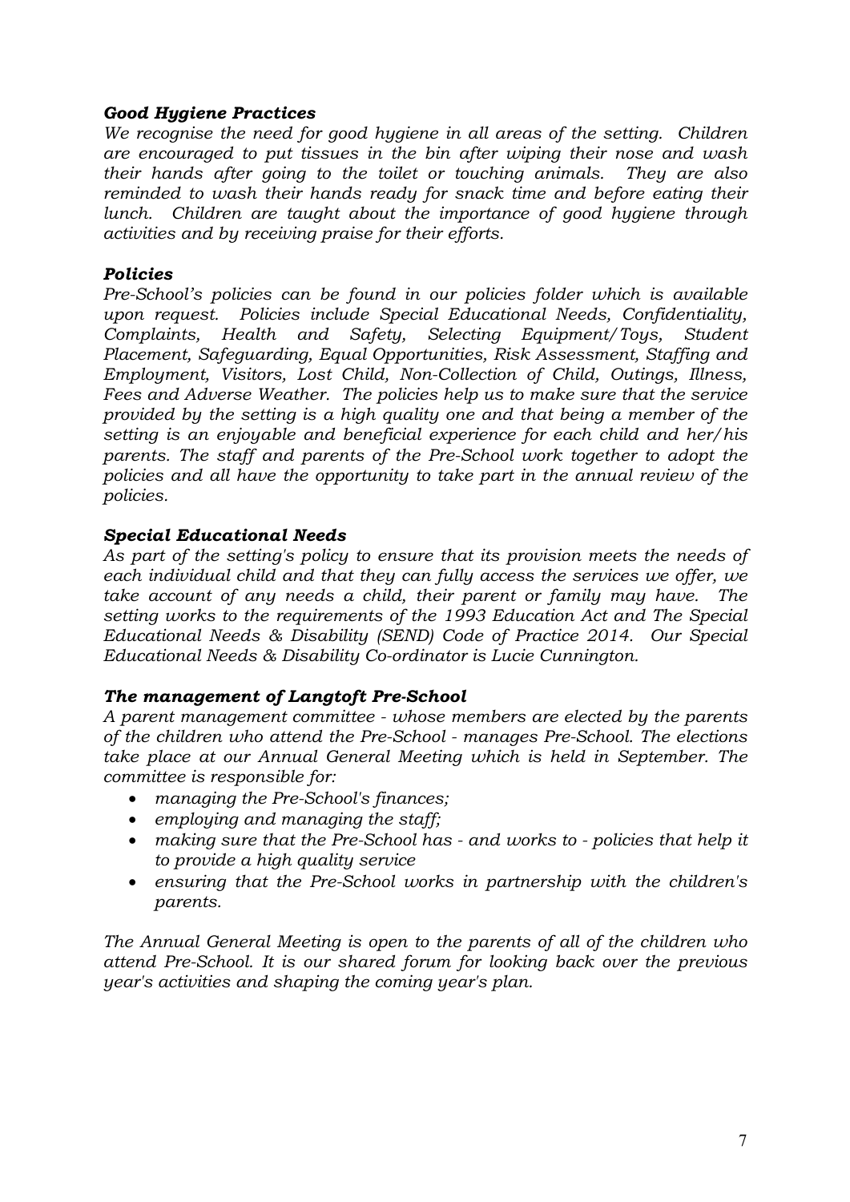### ***Good Hygiene Practices***

*We recognise the need for good hygiene in all areas of the setting. Children are encouraged to put tissues in the bin after wiping their nose and wash their hands after going to the toilet or touching animals. They are also reminded to wash their hands ready for snack time and before eating their lunch. Children are taught about the importance of good hygiene through activities and by receiving praise for their efforts.*

### ***Policies***

*Pre-School's policies can be found in our policies folder which is available upon request. Policies include Special Educational Needs, Confidentiality, Complaints, Health and Safety, Selecting Equipment/Toys, Student Placement, Safeguarding, Equal Opportunities, Risk Assessment, Staffing and Employment, Visitors, Lost Child, Non-Collection of Child, Outings, Illness, Fees and Adverse Weather. The policies help us to make sure that the service provided by the setting is a high quality one and that being a member of the setting is an enjoyable and beneficial experience for each child and her/his parents. The staff and parents of the Pre-School work together to adopt the policies and all have the opportunity to take part in the annual review of the policies.*

### ***Special Educational Needs***

*As part of the setting's policy to ensure that its provision meets the needs of each individual child and that they can fully access the services we offer, we take account of any needs a child, their parent or family may have. The setting works to the requirements of the 1993 Education Act and The Special Educational Needs & Disability (SEND) Code of Practice 2014. Our Special Educational Needs & Disability Co-ordinator is Lucie Cunnington.*

### ***The management of Langtoft Pre-School***

*A parent management committee - whose members are elected by the parents of the children who attend the Pre-School - manages Pre-School. The elections take place at our Annual General Meeting which is held in September. The committee is responsible for:*

- *managing the Pre-School's finances;*
- *employing and managing the staff;*
- *making sure that the Pre-School has - and works to - policies that help it to provide a high quality service*
- *ensuring that the Pre-School works in partnership with the children's parents.*

*The Annual General Meeting is open to the parents of all of the children who attend Pre-School. It is our shared forum for looking back over the previous year's activities and shaping the coming year's plan.*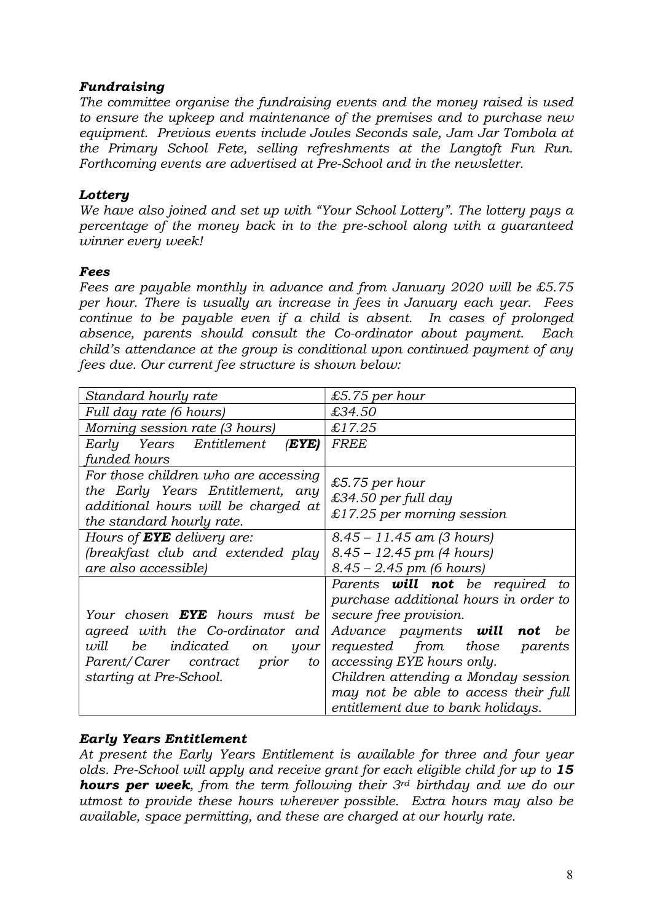### *Fundraising*

*The committee organise the fundraising events and the money raised is used to ensure the upkeep and maintenance of the premises and to purchase new equipment. Previous events include Joules Seconds sale, Jam Jar Tombola at the Primary School Fete, selling refreshments at the Langtoft Fun Run. Forthcoming events are advertised at Pre-School and in the newsletter.*

### *Lottery*

*We have also joined and set up with "Your School Lottery". The lottery pays a percentage of the money back in to the pre-school along with a guaranteed winner every week!*

### *Fees*

*Fees are payable monthly in advance and from January 2020 will be £5.75 per hour. There is usually an increase in fees in January each year. Fees continue to be payable even if a child is absent. In cases of prolonged absence, parents should consult the Co-ordinator about payment. Each child's attendance at the group is conditional upon continued payment of any fees due. Our current fee structure is shown below:*

| *Standard hourly rate* | *£5.75 per hour* |
|---|---|
| *Full day rate (6 hours)* | *£34.50* |
| *Morning session rate (3 hours)* | *£17.25* |
| *Early Years Entitlement (**EYE**) funded hours* | *FREE* |
| *For those children who are accessing the Early Years Entitlement, any additional hours will be charged at the standard hourly rate.* | *£5.75 per hour*<br>*£34.50 per full day*<br>*£17.25 per morning session* |
| *Hours of **EYE** delivery are:*<br>*(breakfast club and extended play are also accessible)* | *8.45 – 11.45 am (3 hours)*<br>*8.45 – 12.45 pm (4 hours)*<br>*8.45 – 2.45 pm (6 hours)* |
| *Your chosen **EYE** hours must be agreed with the Co-ordinator and will be indicated on your Parent/Carer contract prior to starting at Pre-School.* | *Parents **will not** be required to purchase additional hours in order to secure free provision.*<br>*Advance payments **will not** be requested from those parents accessing EYE hours only.*<br>*Children attending a Monday session may not be able to access their full entitlement due to bank holidays.* |

### *Early Years Entitlement*

*At present the Early Years Entitlement is available for three and four year olds. Pre-School will apply and receive grant for each eligible child for up to **15 hours per week**, from the term following their 3rd birthday and we do our utmost to provide these hours wherever possible. Extra hours may also be available, space permitting, and these are charged at our hourly rate.*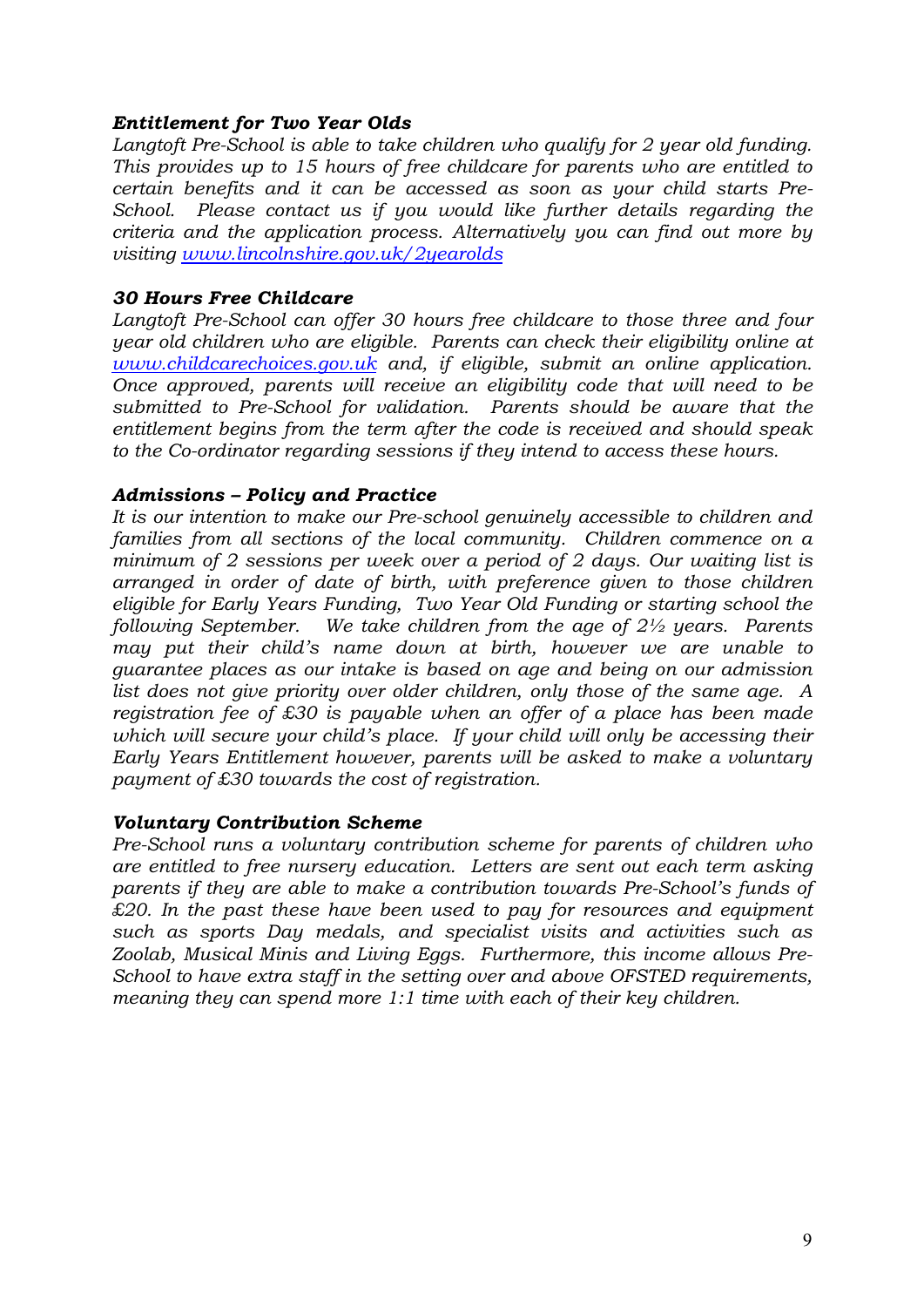### *Entitlement for Two Year Olds*

*Langtoft Pre-School is able to take children who qualify for 2 year old funding. This provides up to 15 hours of free childcare for parents who are entitled to certain benefits and it can be accessed as soon as your child starts Pre-School. Please contact us if you would like further details regarding the criteria and the application process. Alternatively you can find out more by visiting [www.lincolnshire.gov.uk/2yearolds](http://www.lincolnshire.gov.uk/2yearolds)*

### *30 Hours Free Childcare*

*Langtoft Pre-School can offer 30 hours free childcare to those three and four year old children who are eligible. Parents can check their eligibility online at [www.childcarechoices.gov.uk](http://www.childcarechoices.gov.uk) and, if eligible, submit an online application. Once approved, parents will receive an eligibility code that will need to be submitted to Pre-School for validation. Parents should be aware that the entitlement begins from the term after the code is received and should speak to the Co-ordinator regarding sessions if they intend to access these hours.*

### *Admissions – Policy and Practice*

*It is our intention to make our Pre-school genuinely accessible to children and families from all sections of the local community. Children commence on a minimum of 2 sessions per week over a period of 2 days. Our waiting list is arranged in order of date of birth, with preference given to those children eligible for Early Years Funding, Two Year Old Funding or starting school the following September. We take children from the age of 2½ years. Parents may put their child's name down at birth, however we are unable to guarantee places as our intake is based on age and being on our admission list does not give priority over older children, only those of the same age. A registration fee of £30 is payable when an offer of a place has been made which will secure your child's place. If your child will only be accessing their Early Years Entitlement however, parents will be asked to make a voluntary payment of £30 towards the cost of registration.*

### *Voluntary Contribution Scheme*

*Pre-School runs a voluntary contribution scheme for parents of children who are entitled to free nursery education. Letters are sent out each term asking parents if they are able to make a contribution towards Pre-School's funds of £20. In the past these have been used to pay for resources and equipment such as sports Day medals, and specialist visits and activities such as Zoolab, Musical Minis and Living Eggs. Furthermore, this income allows Pre-School to have extra staff in the setting over and above OFSTED requirements, meaning they can spend more 1:1 time with each of their key children.*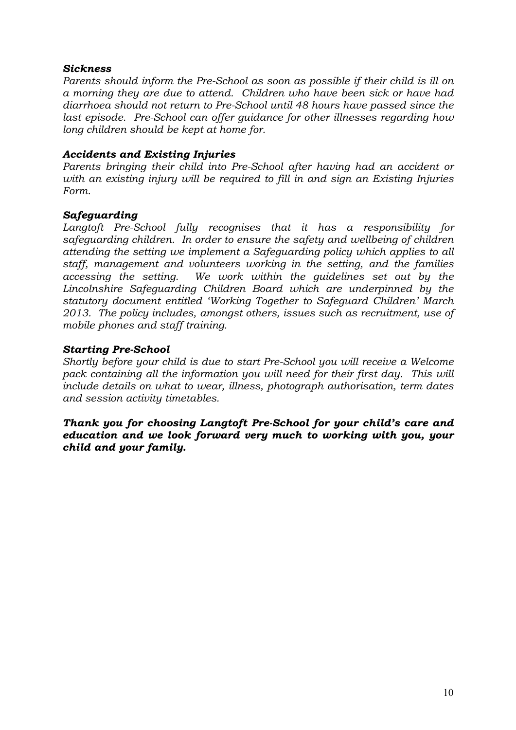### *Sickness*

*Parents should inform the Pre-School as soon as possible if their child is ill on a morning they are due to attend. Children who have been sick or have had diarrhoea should not return to Pre-School until 48 hours have passed since the last episode. Pre-School can offer guidance for other illnesses regarding how long children should be kept at home for.*

### *Accidents and Existing Injuries*

*Parents bringing their child into Pre-School after having had an accident or with an existing injury will be required to fill in and sign an Existing Injuries Form.*

### *Safeguarding*

*Langtoft Pre-School fully recognises that it has a responsibility for safeguarding children. In order to ensure the safety and wellbeing of children attending the setting we implement a Safeguarding policy which applies to all staff, management and volunteers working in the setting, and the families accessing the setting. We work within the guidelines set out by the Lincolnshire Safeguarding Children Board which are underpinned by the statutory document entitled 'Working Together to Safeguard Children' March 2013. The policy includes, amongst others, issues such as recruitment, use of mobile phones and staff training.*

### *Starting Pre-School*

*Shortly before your child is due to start Pre-School you will receive a Welcome pack containing all the information you will need for their first day. This will include details on what to wear, illness, photograph authorisation, term dates and session activity timetables.*

***Thank you for choosing Langtoft Pre-School for your child's care and education and we look forward very much to working with you, your child and your family.***